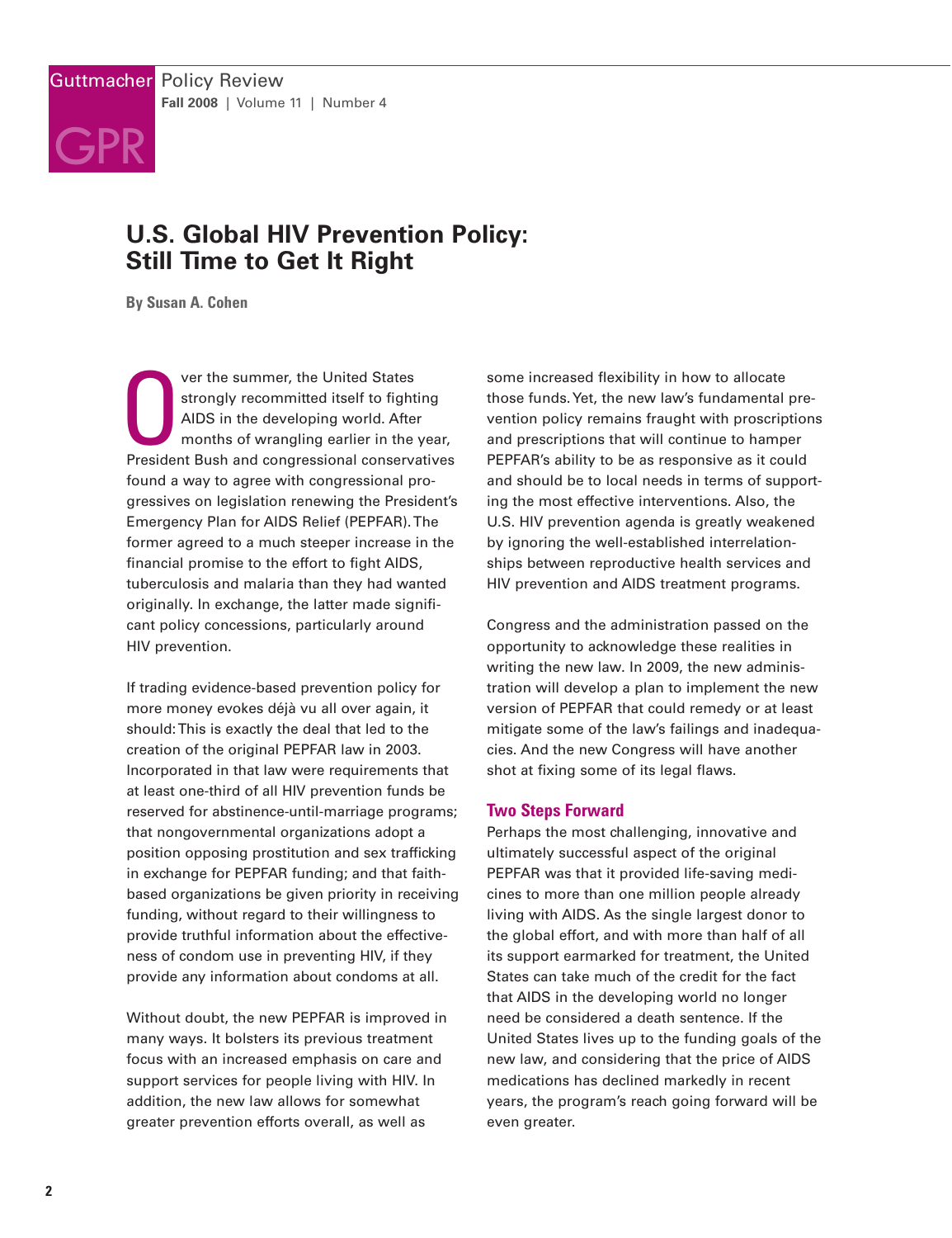# U.S. Global HIV Prevention Policy: Still Time to Get It Right

**By Susan A. Cohen**

Over the summer, the United States strongly recommitted itself to fighting AIDS in the developing world. After months of wrangling earlier in the year, President Bush and congressional conservatives found a way to agree with congressional progressives on legislation renewing the President's Emergency Plan for AIDS Relief (PEPFAR). The former agreed to a much steeper increase in the financial promise to the effort to fight AIDS, tuberculosis and malaria than they had wanted originally. In exchange, the latter made significant policy concessions, particularly around HIV prevention.

If trading evidence-based prevention policy for more money evokes déjà vu all over again, it should: This is exactly the deal that led to the creation of the original PEPFAR law in 2003. Incorporated in that law were requirements that at least one-third of all HIV prevention funds be reserved for abstinence-until-marriage programs; that nongovernmental organizations adopt a position opposing prostitution and sex trafficking in exchange for PEPFAR funding; and that faith-based organizations be given priority in receiving funding, without regard to their willingness to provide truthful information about the effectiveness of condom use in preventing HIV, if they provide any information about condoms at all.

Without doubt, the new PEPFAR is improved in many ways. It bolsters its previous treatment focus with an increased emphasis on care and support services for people living with HIV. In addition, the new law allows for somewhat greater prevention efforts overall, as well as some increased flexibility in how to allocate those funds. Yet, the new law's fundamental prevention policy remains fraught with proscriptions and prescriptions that will continue to hamper PEPFAR's ability to be as responsive as it could and should be to local needs in terms of supporting the most effective interventions. Also, the U.S. HIV prevention agenda is greatly weakened by ignoring the well-established interrelationships between reproductive health services and HIV prevention and AIDS treatment programs.

Congress and the administration passed on the opportunity to acknowledge these realities in writing the new law. In 2009, the new administration will develop a plan to implement the new version of PEPFAR that could remedy or at least mitigate some of the law's failings and inadequacies. And the new Congress will have another shot at fixing some of its legal flaws.

## Two Steps Forward

Perhaps the most challenging, innovative and ultimately successful aspect of the original PEPFAR was that it provided life-saving medicines to more than one million people already living with AIDS. As the single largest donor to the global effort, and with more than half of all its support earmarked for treatment, the United States can take much of the credit for the fact that AIDS in the developing world no longer need be considered a death sentence. If the United States lives up to the funding goals of the new law, and considering that the price of AIDS medications has declined markedly in recent years, the program's reach going forward will be even greater.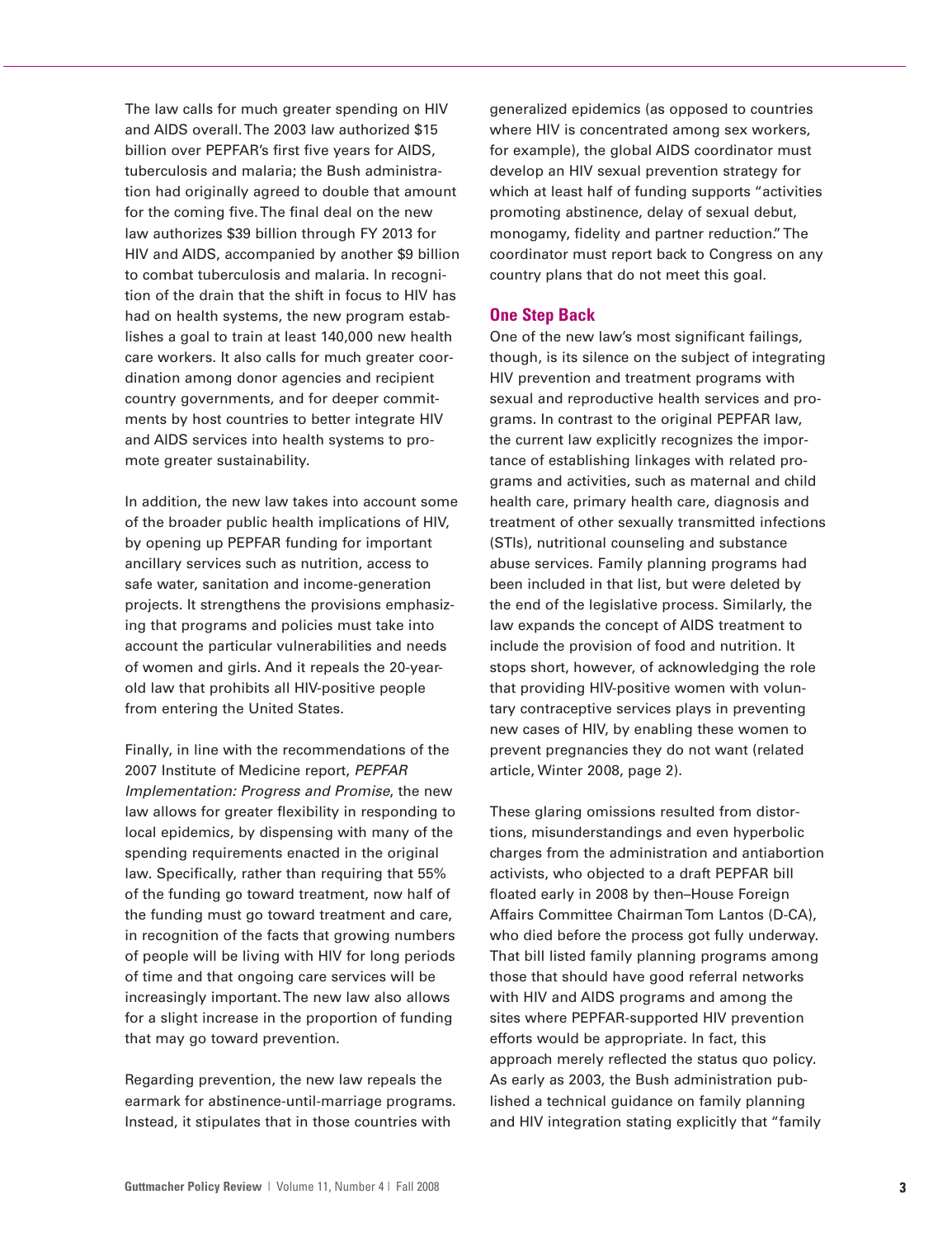The law calls for much greater spending on HIV and AIDS overall. The 2003 law authorized $15 billion over PEPFAR's first five years for AIDS, tuberculosis and malaria; the Bush administration had originally agreed to double that amount for the coming five. The final deal on the new law authorizes $39 billion through FY 2013 for HIV and AIDS, accompanied by another $9 billion to combat tuberculosis and malaria. In recognition of the drain that the shift in focus to HIV has had on health systems, the new program establishes a goal to train at least 140,000 new health care workers. It also calls for much greater coordination among donor agencies and recipient country governments, and for deeper commitments by host countries to better integrate HIV and AIDS services into health systems to promote greater sustainability.

In addition, the new law takes into account some of the broader public health implications of HIV, by opening up PEPFAR funding for important ancillary services such as nutrition, access to safe water, sanitation and income-generation projects. It strengthens the provisions emphasizing that programs and policies must take into account the particular vulnerabilities and needs of women and girls. And it repeals the 20-year-old law that prohibits all HIV-positive people from entering the United States.

Finally, in line with the recommendations of the 2007 Institute of Medicine report, *PEPFAR Implementation: Progress and Promise*, the new law allows for greater flexibility in responding to local epidemics, by dispensing with many of the spending requirements enacted in the original law. Specifically, rather than requiring that 55% of the funding go toward treatment, now half of the funding must go toward treatment and care, in recognition of the facts that growing numbers of people will be living with HIV for long periods of time and that ongoing care services will be increasingly important. The new law also allows for a slight increase in the proportion of funding that may go toward prevention.

Regarding prevention, the new law repeals the earmark for abstinence-until-marriage programs. Instead, it stipulates that in those countries with generalized epidemics (as opposed to countries where HIV is concentrated among sex workers, for example), the global AIDS coordinator must develop an HIV sexual prevention strategy for which at least half of funding supports "activities promoting abstinence, delay of sexual debut, monogamy, fidelity and partner reduction." The coordinator must report back to Congress on any country plans that do not meet this goal.

## One Step Back

One of the new law's most significant failings, though, is its silence on the subject of integrating HIV prevention and treatment programs with sexual and reproductive health services and programs. In contrast to the original PEPFAR law, the current law explicitly recognizes the importance of establishing linkages with related programs and activities, such as maternal and child health care, primary health care, diagnosis and treatment of other sexually transmitted infections (STIs), nutritional counseling and substance abuse services. Family planning programs had been included in that list, but were deleted by the end of the legislative process. Similarly, the law expands the concept of AIDS treatment to include the provision of food and nutrition. It stops short, however, of acknowledging the role that providing HIV-positive women with voluntary contraceptive services plays in preventing new cases of HIV, by enabling these women to prevent pregnancies they do not want (related article, Winter 2008, page 2).

These glaring omissions resulted from distortions, misunderstandings and even hyperbolic charges from the administration and antiabortion activists, who objected to a draft PEPFAR bill floated early in 2008 by then–House Foreign Affairs Committee Chairman Tom Lantos (D-CA), who died before the process got fully underway. That bill listed family planning programs among those that should have good referral networks with HIV and AIDS programs and among the sites where PEPFAR-supported HIV prevention efforts would be appropriate. In fact, this approach merely reflected the status quo policy. As early as 2003, the Bush administration published a technical guidance on family planning and HIV integration stating explicitly that "family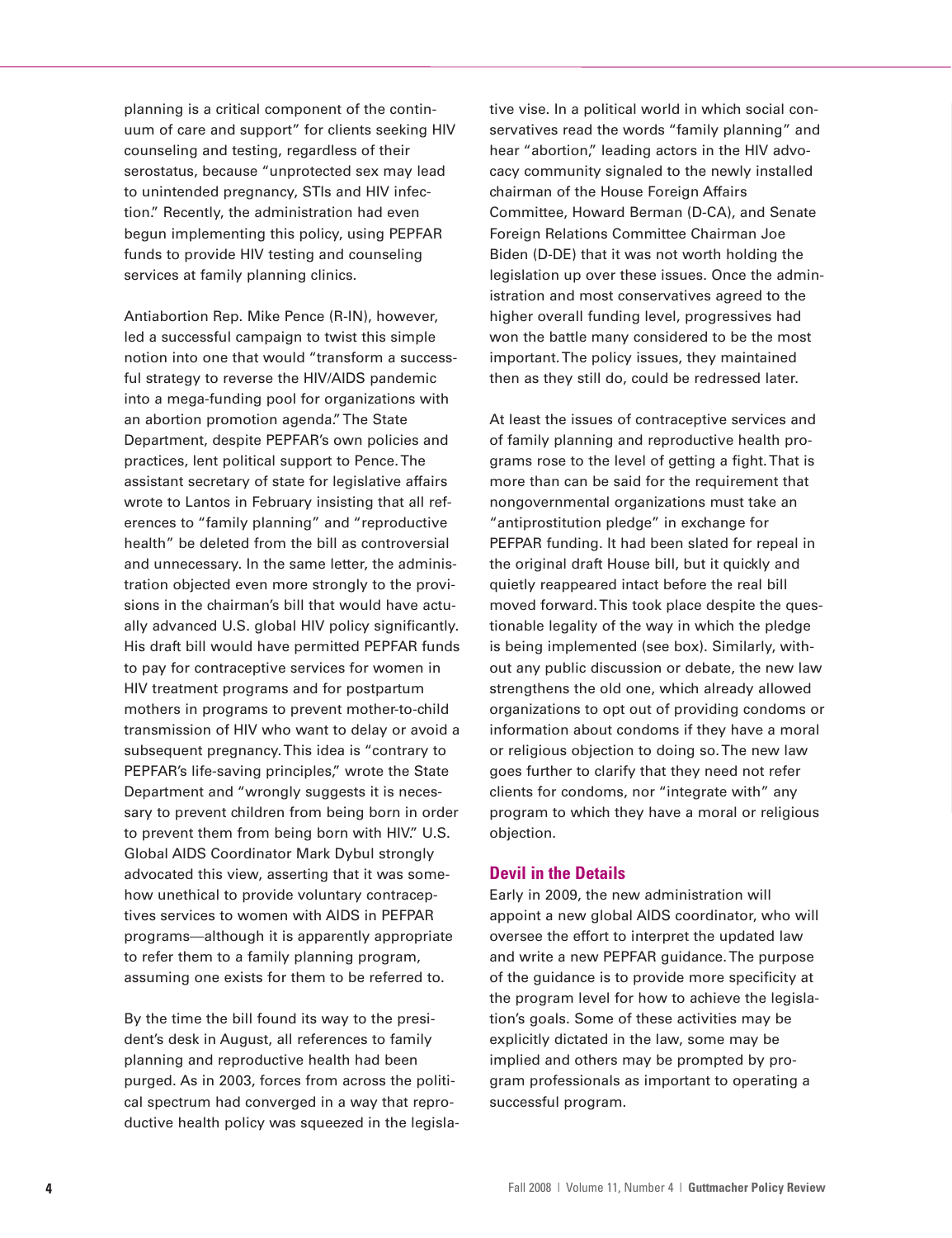planning is a critical component of the continuum of care and support" for clients seeking HIV counseling and testing, regardless of their serostatus, because "unprotected sex may lead to unintended pregnancy, STIs and HIV infection." Recently, the administration had even begun implementing this policy, using PEPFAR funds to provide HIV testing and counseling services at family planning clinics.

Antiabortion Rep. Mike Pence (R-IN), however, led a successful campaign to twist this simple notion into one that would "transform a successful strategy to reverse the HIV/AIDS pandemic into a mega-funding pool for organizations with an abortion promotion agenda." The State Department, despite PEPFAR's own policies and practices, lent political support to Pence. The assistant secretary of state for legislative affairs wrote to Lantos in February insisting that all references to "family planning" and "reproductive health" be deleted from the bill as controversial and unnecessary. In the same letter, the administration objected even more strongly to the provisions in the chairman's bill that would have actually advanced U.S. global HIV policy significantly. His draft bill would have permitted PEPFAR funds to pay for contraceptive services for women in HIV treatment programs and for postpartum mothers in programs to prevent mother-to-child transmission of HIV who want to delay or avoid a subsequent pregnancy. This idea is "contrary to PEPFAR's life-saving principles," wrote the State Department and "wrongly suggests it is necessary to prevent children from being born in order to prevent them from being born with HIV." U.S. Global AIDS Coordinator Mark Dybul strongly advocated this view, asserting that it was somehow unethical to provide voluntary contraceptives services to women with AIDS in PEFPAR programs—although it is apparently appropriate to refer them to a family planning program, assuming one exists for them to be referred to.

By the time the bill found its way to the president's desk in August, all references to family planning and reproductive health had been purged. As in 2003, forces from across the political spectrum had converged in a way that reproductive health policy was squeezed in the legislative vise. In a political world in which social conservatives read the words "family planning" and hear "abortion," leading actors in the HIV advocacy community signaled to the newly installed chairman of the House Foreign Affairs Committee, Howard Berman (D-CA), and Senate Foreign Relations Committee Chairman Joe Biden (D-DE) that it was not worth holding the legislation up over these issues. Once the administration and most conservatives agreed to the higher overall funding level, progressives had won the battle many considered to be the most important. The policy issues, they maintained then as they still do, could be redressed later.

At least the issues of contraceptive services and of family planning and reproductive health programs rose to the level of getting a fight. That is more than can be said for the requirement that nongovernmental organizations must take an "antiprostitution pledge" in exchange for PEPFAR funding. It had been slated for repeal in the original draft House bill, but it quickly and quietly reappeared intact before the real bill moved forward. This took place despite the questionable legality of the way in which the pledge is being implemented (see box). Similarly, without any public discussion or debate, the new law strengthens the old one, which already allowed organizations to opt out of providing condoms or information about condoms if they have a moral or religious objection to doing so. The new law goes further to clarify that they need not refer clients for condoms, nor "integrate with" any program to which they have a moral or religious objection.

## Devil in the Details

Early in 2009, the new administration will appoint a new global AIDS coordinator, who will oversee the effort to interpret the updated law and write a new PEPFAR guidance. The purpose of the guidance is to provide more specificity at the program level for how to achieve the legislation's goals. Some of these activities may be explicitly dictated in the law, some may be implied and others may be prompted by program professionals as important to operating a successful program.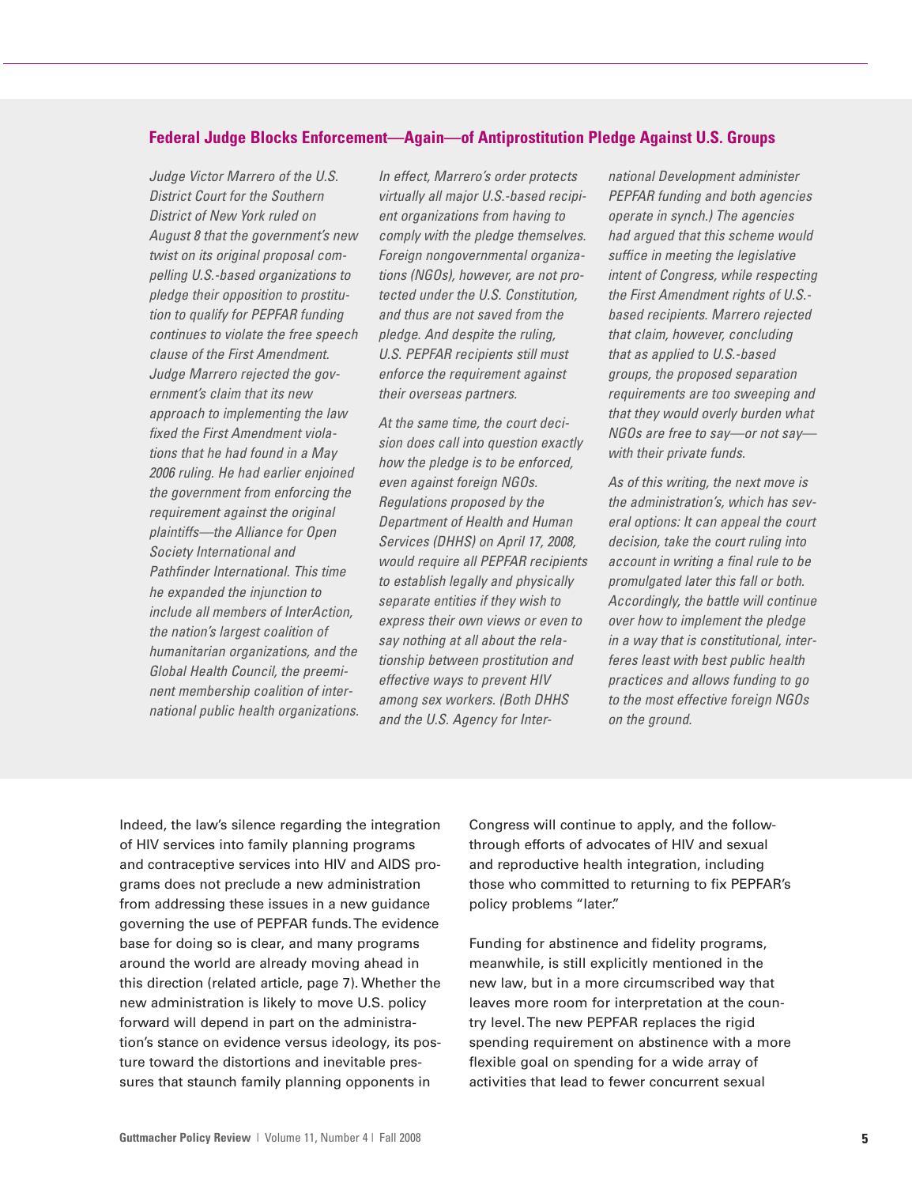## Federal Judge Blocks Enforcement—Again—of Antiprostitution Pledge Against U.S. Groups

*Judge Victor Marrero of the U.S. District Court for the Southern District of New York ruled on August 8 that the government's new twist on its original proposal compelling U.S.-based organizations to pledge their opposition to prostitution to qualify for PEPFAR funding continues to violate the free speech clause of the First Amendment. Judge Marrero rejected the government's claim that its new approach to implementing the law fixed the First Amendment violations that he had found in a May 2006 ruling. He had earlier enjoined the government from enforcing the requirement against the original plaintiffs—the Alliance for Open Society International and Pathfinder International. This time he expanded the injunction to include all members of InterAction, the nation's largest coalition of humanitarian organizations, and the Global Health Council, the preeminent membership coalition of international public health organizations.*

*In effect, Marrero's order protects virtually all major U.S.-based recipient organizations from having to comply with the pledge themselves. Foreign nongovernmental organizations (NGOs), however, are not protected under the U.S. Constitution, and thus are not saved from the pledge. And despite the ruling, U.S. PEPFAR recipients still must enforce the requirement against their overseas partners.*

*At the same time, the court decision does call into question exactly how the pledge is to be enforced, even against foreign NGOs. Regulations proposed by the Department of Health and Human Services (DHHS) on April 17, 2008, would require all PEPFAR recipients to establish legally and physically separate entities if they wish to express their own views or even to say nothing at all about the relationship between prostitution and effective ways to prevent HIV among sex workers. (Both DHHS and the U.S. Agency for International Development administer PEPFAR funding and both agencies operate in synch.) The agencies had argued that this scheme would suffice in meeting the legislative intent of Congress, while respecting the First Amendment rights of U.S.-based recipients. Marrero rejected that claim, however, concluding that as applied to U.S.-based groups, the proposed separation requirements are too sweeping and that they would overly burden what NGOs are free to say—or not say—with their private funds.*

*As of this writing, the next move is the administration's, which has several options: It can appeal the court decision, take the court ruling into account in writing a final rule to be promulgated later this fall or both. Accordingly, the battle will continue over how to implement the pledge in a way that is constitutional, interferes least with best public health practices and allows funding to go to the most effective foreign NGOs on the ground.*

Indeed, the law's silence regarding the integration of HIV services into family planning programs and contraceptive services into HIV and AIDS programs does not preclude a new administration from addressing these issues in a new guidance governing the use of PEPFAR funds. The evidence base for doing so is clear, and many programs around the world are already moving ahead in this direction (related article, page 7). Whether the new administration is likely to move U.S. policy forward will depend in part on the administration's stance on evidence versus ideology, its posture toward the distortions and inevitable pressures that staunch family planning opponents in Congress will continue to apply, and the follow-through efforts of advocates of HIV and sexual and reproductive health integration, including those who committed to returning to fix PEPFAR's policy problems "later."

Funding for abstinence and fidelity programs, meanwhile, is still explicitly mentioned in the new law, but in a more circumscribed way that leaves more room for interpretation at the country level. The new PEPFAR replaces the rigid spending requirement on abstinence with a more flexible goal on spending for a wide array of activities that lead to fewer concurrent sexual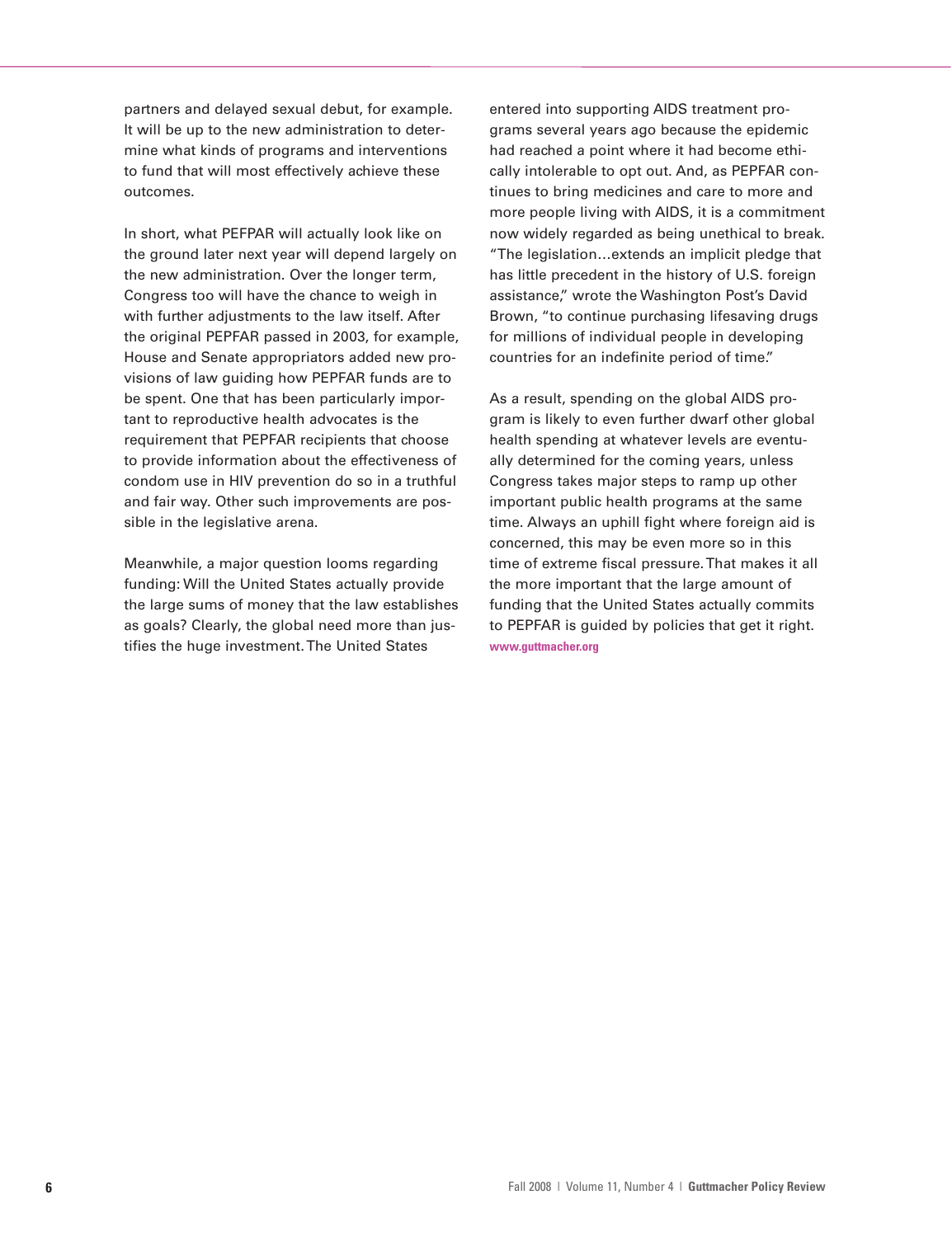partners and delayed sexual debut, for example. It will be up to the new administration to determine what kinds of programs and interventions to fund that will most effectively achieve these outcomes.

In short, what PEFPAR will actually look like on the ground later next year will depend largely on the new administration. Over the longer term, Congress too will have the chance to weigh in with further adjustments to the law itself. After the original PEPFAR passed in 2003, for example, House and Senate appropriators added new provisions of law guiding how PEPFAR funds are to be spent. One that has been particularly important to reproductive health advocates is the requirement that PEPFAR recipients that choose to provide information about the effectiveness of condom use in HIV prevention do so in a truthful and fair way. Other such improvements are possible in the legislative arena.

Meanwhile, a major question looms regarding funding: Will the United States actually provide the large sums of money that the law establishes as goals? Clearly, the global need more than justifies the huge investment. The United States entered into supporting AIDS treatment programs several years ago because the epidemic had reached a point where it had become ethically intolerable to opt out. And, as PEPFAR continues to bring medicines and care to more and more people living with AIDS, it is a commitment now widely regarded as being unethical to break. "The legislation…extends an implicit pledge that has little precedent in the history of U.S. foreign assistance," wrote the Washington Post's David Brown, "to continue purchasing lifesaving drugs for millions of individual people in developing countries for an indefinite period of time."

As a result, spending on the global AIDS program is likely to even further dwarf other global health spending at whatever levels are eventually determined for the coming years, unless Congress takes major steps to ramp up other important public health programs at the same time. Always an uphill fight where foreign aid is concerned, this may be even more so in this time of extreme fiscal pressure. That makes it all the more important that the large amount of funding that the United States actually commits to PEPFAR is guided by policies that get it right.

**www.guttmacher.org**